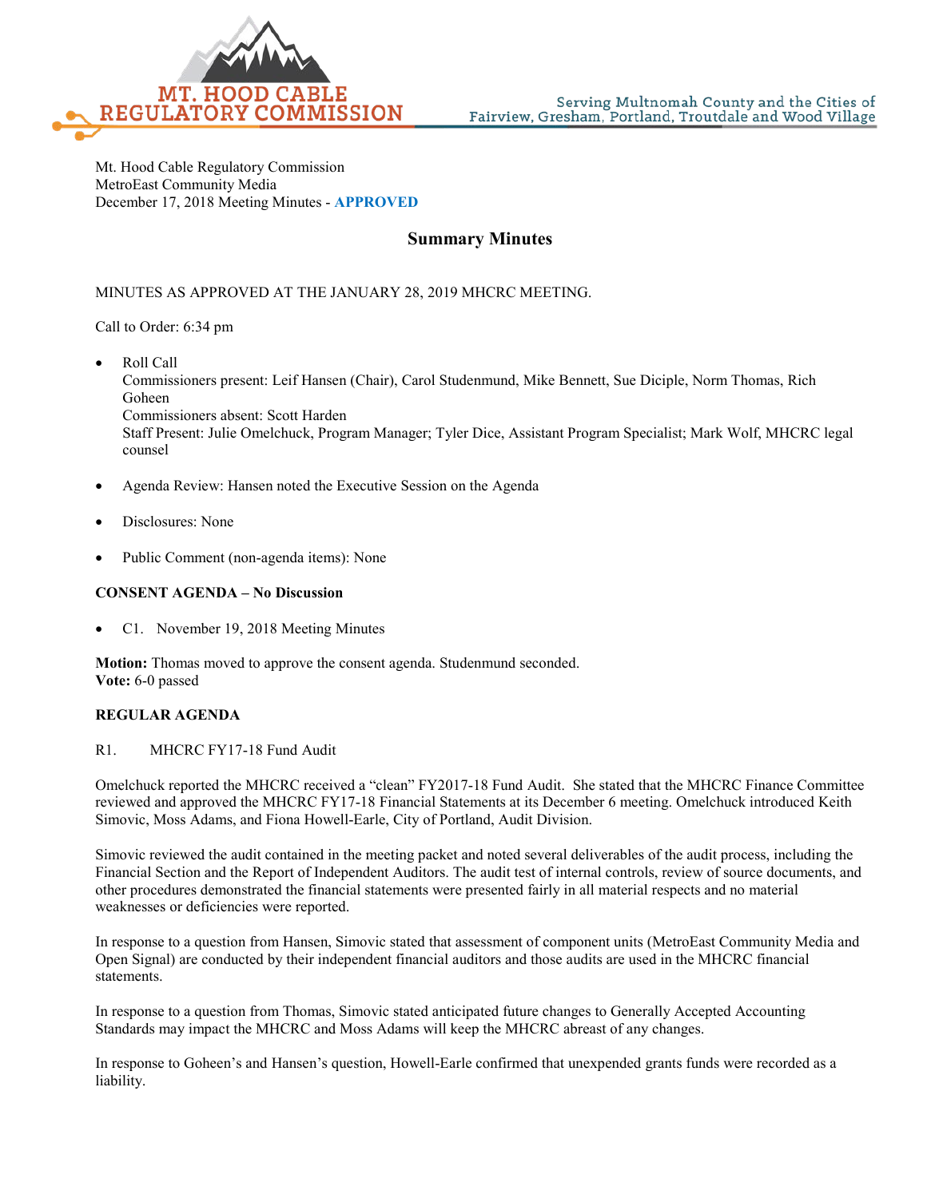MT. HOOD CABLE REGULATORY COMMISSION

Serving Multnomah County and the Cities of Fairview, Gresham, Portland, Troutdale and Wood Village

Mt. Hood Cable Regulatory Commission
MetroEast Community Media
December 17, 2018 Meeting Minutes - **APPROVED**

## Summary Minutes

MINUTES AS APPROVED AT THE JANUARY 28, 2019 MHCRC MEETING.

Call to Order: 6:34 pm

- Roll Call
  Commissioners present: Leif Hansen (Chair), Carol Studenmund, Mike Bennett, Sue Diciple, Norm Thomas, Rich Goheen
  Commissioners absent: Scott Harden
  Staff Present: Julie Omelchuck, Program Manager; Tyler Dice, Assistant Program Specialist; Mark Wolf, MHCRC legal counsel

- Agenda Review: Hansen noted the Executive Session on the Agenda

- Disclosures: None

- Public Comment (non-agenda items): None

**CONSENT AGENDA – No Discussion**

- C1. November 19, 2018 Meeting Minutes

**Motion:** Thomas moved to approve the consent agenda. Studenmund seconded.
**Vote:** 6-0 passed

**REGULAR AGENDA**

R1. MHCRC FY17-18 Fund Audit

Omelchuck reported the MHCRC received a "clean" FY2017-18 Fund Audit. She stated that the MHCRC Finance Committee reviewed and approved the MHCRC FY17-18 Financial Statements at its December 6 meeting. Omelchuck introduced Keith Simovic, Moss Adams, and Fiona Howell-Earle, City of Portland, Audit Division.

Simovic reviewed the audit contained in the meeting packet and noted several deliverables of the audit process, including the Financial Section and the Report of Independent Auditors. The audit test of internal controls, review of source documents, and other procedures demonstrated the financial statements were presented fairly in all material respects and no material weaknesses or deficiencies were reported.

In response to a question from Hansen, Simovic stated that assessment of component units (MetroEast Community Media and Open Signal) are conducted by their independent financial auditors and those audits are used in the MHCRC financial statements.

In response to a question from Thomas, Simovic stated anticipated future changes to Generally Accepted Accounting Standards may impact the MHCRC and Moss Adams will keep the MHCRC abreast of any changes.

In response to Goheen's and Hansen's question, Howell-Earle confirmed that unexpended grants funds were recorded as a liability.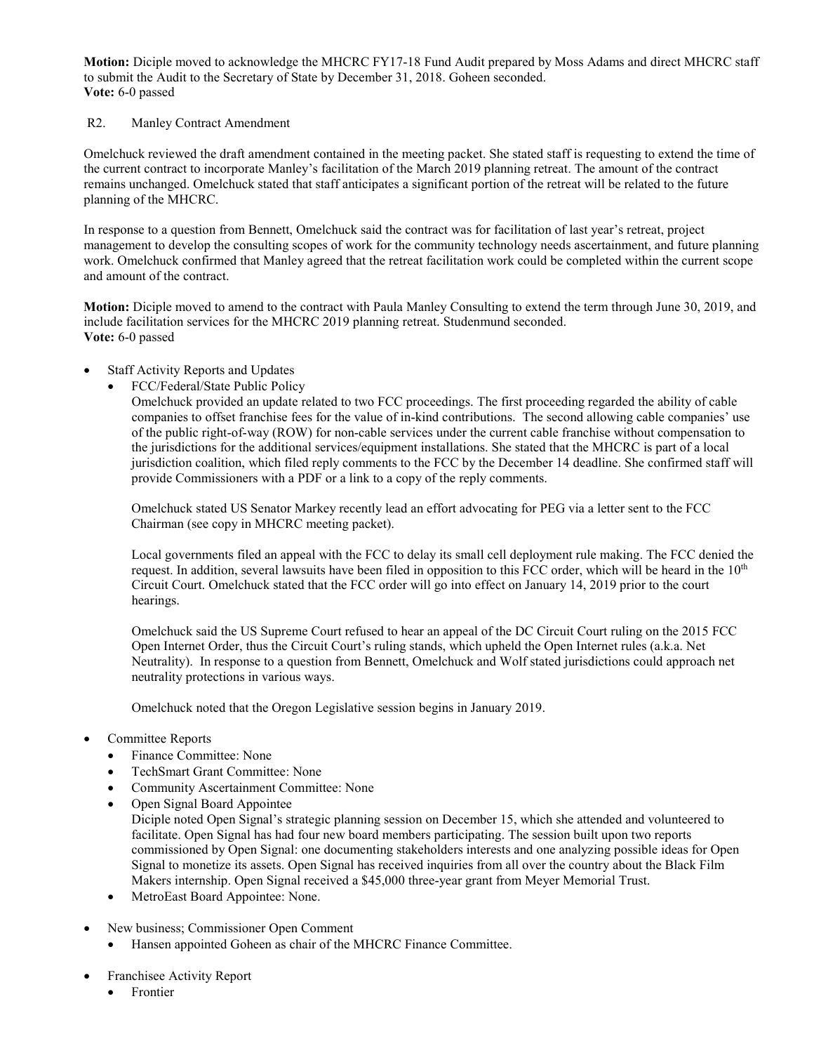**Motion:** Diciple moved to acknowledge the MHCRC FY17-18 Fund Audit prepared by Moss Adams and direct MHCRC staff to submit the Audit to the Secretary of State by December 31, 2018. Goheen seconded.
**Vote:** 6-0 passed

R2. Manley Contract Amendment

Omelchuck reviewed the draft amendment contained in the meeting packet. She stated staff is requesting to extend the time of the current contract to incorporate Manley's facilitation of the March 2019 planning retreat. The amount of the contract remains unchanged. Omelchuck stated that staff anticipates a significant portion of the retreat will be related to the future planning of the MHCRC.

In response to a question from Bennett, Omelchuck said the contract was for facilitation of last year's retreat, project management to develop the consulting scopes of work for the community technology needs ascertainment, and future planning work. Omelchuck confirmed that Manley agreed that the retreat facilitation work could be completed within the current scope and amount of the contract.

**Motion:** Diciple moved to amend to the contract with Paula Manley Consulting to extend the term through June 30, 2019, and include facilitation services for the MHCRC 2019 planning retreat. Studenmund seconded.
**Vote:** 6-0 passed

- Staff Activity Reports and Updates
  - FCC/Federal/State Public Policy

    Omelchuck provided an update related to two FCC proceedings. The first proceeding regarded the ability of cable companies to offset franchise fees for the value of in-kind contributions. The second allowing cable companies' use of the public right-of-way (ROW) for non-cable services under the current cable franchise without compensation to the jurisdictions for the additional services/equipment installations. She stated that the MHCRC is part of a local jurisdiction coalition, which filed reply comments to the FCC by the December 14 deadline. She confirmed staff will provide Commissioners with a PDF or a link to a copy of the reply comments.

    Omelchuck stated US Senator Markey recently lead an effort advocating for PEG via a letter sent to the FCC Chairman (see copy in MHCRC meeting packet).

    Local governments filed an appeal with the FCC to delay its small cell deployment rule making. The FCC denied the request. In addition, several lawsuits have been filed in opposition to this FCC order, which will be heard in the 10th Circuit Court. Omelchuck stated that the FCC order will go into effect on January 14, 2019 prior to the court hearings.

    Omelchuck said the US Supreme Court refused to hear an appeal of the DC Circuit Court ruling on the 2015 FCC Open Internet Order, thus the Circuit Court's ruling stands, which upheld the Open Internet rules (a.k.a. Net Neutrality). In response to a question from Bennett, Omelchuck and Wolf stated jurisdictions could approach net neutrality protections in various ways.

    Omelchuck noted that the Oregon Legislative session begins in January 2019.

- Committee Reports
  - Finance Committee: None
  - TechSmart Grant Committee: None
  - Community Ascertainment Committee: None
  - Open Signal Board Appointee

    Diciple noted Open Signal's strategic planning session on December 15, which she attended and volunteered to facilitate. Open Signal has had four new board members participating. The session built upon two reports commissioned by Open Signal: one documenting stakeholders interests and one analyzing possible ideas for Open Signal to monetize its assets. Open Signal has received inquiries from all over the country about the Black Film Makers internship. Open Signal received a $45,000 three-year grant from Meyer Memorial Trust.
  - MetroEast Board Appointee: None.

- New business; Commissioner Open Comment
  - Hansen appointed Goheen as chair of the MHCRC Finance Committee.

- Franchisee Activity Report
  - Frontier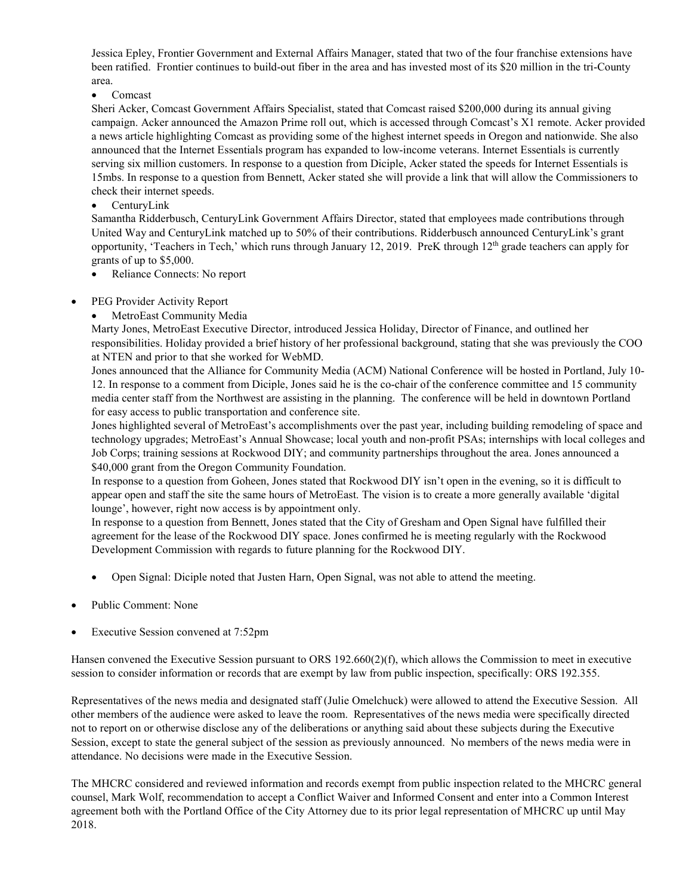Jessica Epley, Frontier Government and External Affairs Manager, stated that two of the four franchise extensions have been ratified. Frontier continues to build-out fiber in the area and has invested most of its $20 million in the tri-County area.

- Comcast

Sheri Acker, Comcast Government Affairs Specialist, stated that Comcast raised $200,000 during its annual giving campaign. Acker announced the Amazon Prime roll out, which is accessed through Comcast's X1 remote. Acker provided a news article highlighting Comcast as providing some of the highest internet speeds in Oregon and nationwide. She also announced that the Internet Essentials program has expanded to low-income veterans. Internet Essentials is currently serving six million customers. In response to a question from Diciple, Acker stated the speeds for Internet Essentials is 15mbs. In response to a question from Bennett, Acker stated she will provide a link that will allow the Commissioners to check their internet speeds.

- CenturyLink

Samantha Ridderbusch, CenturyLink Government Affairs Director, stated that employees made contributions through United Way and CenturyLink matched up to 50% of their contributions. Ridderbusch announced CenturyLink's grant opportunity, 'Teachers in Tech,' which runs through January 12, 2019. PreK through 12th grade teachers can apply for grants of up to $5,000.

- Reliance Connects: No report

- PEG Provider Activity Report
  - MetroEast Community Media

Marty Jones, MetroEast Executive Director, introduced Jessica Holiday, Director of Finance, and outlined her responsibilities. Holiday provided a brief history of her professional background, stating that she was previously the COO at NTEN and prior to that she worked for WebMD.

Jones announced that the Alliance for Community Media (ACM) National Conference will be hosted in Portland, July 10-12. In response to a comment from Diciple, Jones said he is the co-chair of the conference committee and 15 community media center staff from the Northwest are assisting in the planning. The conference will be held in downtown Portland for easy access to public transportation and conference site.

Jones highlighted several of MetroEast's accomplishments over the past year, including building remodeling of space and technology upgrades; MetroEast's Annual Showcase; local youth and non-profit PSAs; internships with local colleges and Job Corps; training sessions at Rockwood DIY; and community partnerships throughout the area. Jones announced a $40,000 grant from the Oregon Community Foundation.

In response to a question from Goheen, Jones stated that Rockwood DIY isn't open in the evening, so it is difficult to appear open and staff the site the same hours of MetroEast. The vision is to create a more generally available 'digital lounge', however, right now access is by appointment only.

In response to a question from Bennett, Jones stated that the City of Gresham and Open Signal have fulfilled their agreement for the lease of the Rockwood DIY space. Jones confirmed he is meeting regularly with the Rockwood Development Commission with regards to future planning for the Rockwood DIY.

  - Open Signal: Diciple noted that Justen Harn, Open Signal, was not able to attend the meeting.

- Public Comment: None

- Executive Session convened at 7:52pm

Hansen convened the Executive Session pursuant to ORS 192.660(2)(f), which allows the Commission to meet in executive session to consider information or records that are exempt by law from public inspection, specifically: ORS 192.355.

Representatives of the news media and designated staff (Julie Omelchuck) were allowed to attend the Executive Session. All other members of the audience were asked to leave the room. Representatives of the news media were specifically directed not to report on or otherwise disclose any of the deliberations or anything said about these subjects during the Executive Session, except to state the general subject of the session as previously announced. No members of the news media were in attendance. No decisions were made in the Executive Session.

The MHCRC considered and reviewed information and records exempt from public inspection related to the MHCRC general counsel, Mark Wolf, recommendation to accept a Conflict Waiver and Informed Consent and enter into a Common Interest agreement both with the Portland Office of the City Attorney due to its prior legal representation of MHCRC up until May 2018.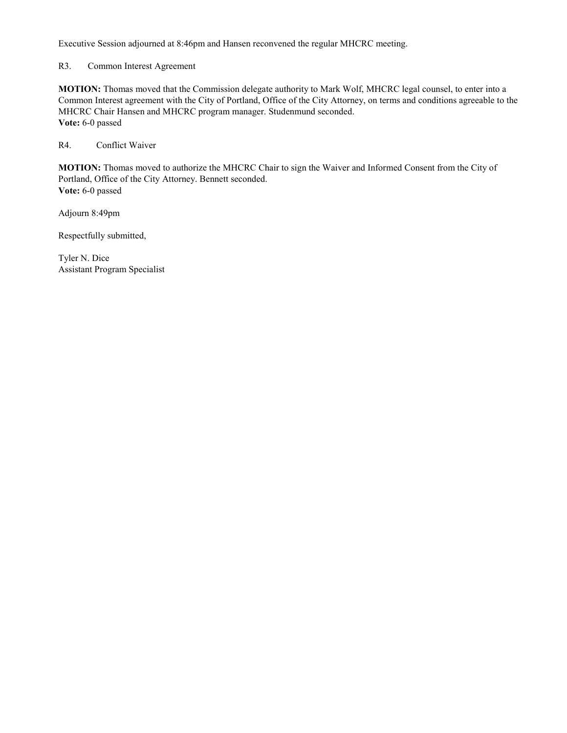Executive Session adjourned at 8:46pm and Hansen reconvened the regular MHCRC meeting.

R3. Common Interest Agreement

**MOTION:** Thomas moved that the Commission delegate authority to Mark Wolf, MHCRC legal counsel, to enter into a Common Interest agreement with the City of Portland, Office of the City Attorney, on terms and conditions agreeable to the MHCRC Chair Hansen and MHCRC program manager. Studenmund seconded.
**Vote:** 6-0 passed

R4. Conflict Waiver

**MOTION:** Thomas moved to authorize the MHCRC Chair to sign the Waiver and Informed Consent from the City of Portland, Office of the City Attorney. Bennett seconded.
**Vote:** 6-0 passed

Adjourn 8:49pm

Respectfully submitted,

Tyler N. Dice
Assistant Program Specialist